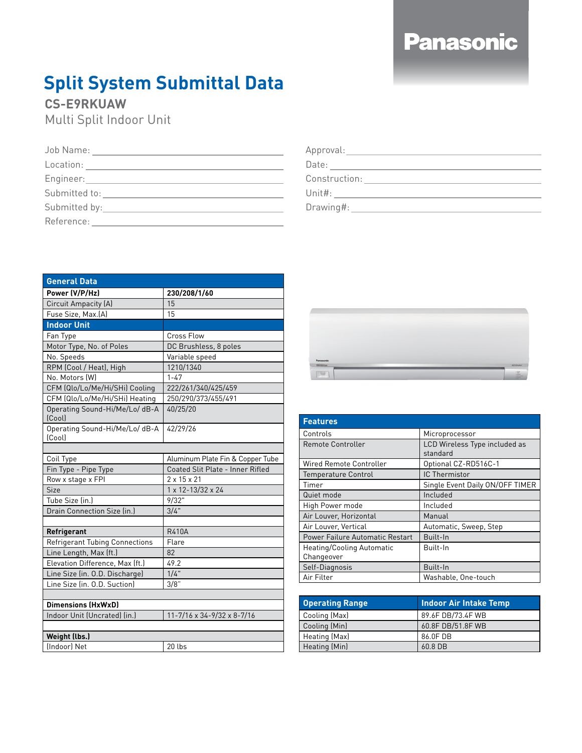Panasonic

# Split System Submittal Data

## CS-E9RKUAW

Multi Split Indoor Unit

Job Name: ______________________

Location: ______________________

Engineer: ______________________

Submitted to: ______________________

Submitted by: ______________________

Reference: ______________________

Approval: ______________________

Date: ______________________

Construction: ______________________

Unit#: ______________________

Drawing#: ______________________

| General Data | |
|---|---|
| **Power (V/P/Hz)** | **230/208/1/60** |
| Circuit Ampacity (A) | 15 |
| Fuse Size, Max.(A) | 15 |
| **Indoor Unit** | |
| Fan Type | Cross Flow |
| Motor Type, No. of Poles | DC Brushless, 8 poles |
| No. Speeds | Variable speed |
| RPM (Cool / Heat), High | 1210/1340 |
| No. Motors (W) | 1-47 |
| CFM (Qlo/Lo/Me/Hi/SHi) Cooling | 222/261/340/425/459 |
| CFM (Qlo/Lo/Me/Hi/SHi) Heating | 250/290/373/455/491 |
| Operating Sound-Hi/Me/Lo/ dB-A (Cool) | 40/25/20 |
| Operating Sound-Hi/Me/Lo/ dB-A (Cool) | 42/29/26 |
| | |
| Coil Type | Aluminum Plate Fin & Copper Tube |
| Fin Type - Pipe Type | Coated Slit Plate - Inner Rifled |
| Row x stage x FPI | 2 x 15 x 21 |
| Size | 1 x 12-13/32 x 24 |
| Tube Size (in.) | 9/32" |
| Drain Connection Size (in.) | 3/4" |
| | |
| **Refrigerant** | R410A |
| Refrigerant Tubing Connections | Flare |
| Line Length, Max (ft.) | 82 |
| Elevation Difference, Max (ft.) | 49.2 |
| Line Size (in. O.D. Discharge) | 1/4" |
| Line Size (in. O.D. Suction) | 3/8" |
| | |
| **Dimensions (HxWxD)** | |
| Indoor Unit (Uncrated) (in.) | 11-7/16 x 34-9/32 x 8-7/16 |
| | |
| **Weight (lbs.)** | |
| (Indoor) Net | 20 lbs |

| Features | |
|---|---|
| Controls | Microprocessor |
| Remote Controller | LCD Wireless Type included as standard |
| Wired Remote Controller | Optional CZ-RD516C-1 |
| Temperature Control | IC Thermistor |
| Timer | Single Event Daily ON/OFF TIMER |
| Quiet mode | Included |
| High Power mode | Included |
| Air Louver, Horizontal | Manual |
| Air Louver, Vertical | Automatic, Sweep, Step |
| Power Failure Automatic Restart | Built-In |
| Heating/Cooling Automatic Changeover | Built-In |
| Self-Diagnosis | Built-In |
| Air Filter | Washable, One-touch |

| Operating Range | Indoor Air Intake Temp |
|---|---|
| Cooling (Max) | 89.6F DB/73.4F WB |
| Cooling (Min) | 60.8F DB/51.8F WB |
| Heating (Max) | 86.0F DB |
| Heating (Min) | 60.8 DB |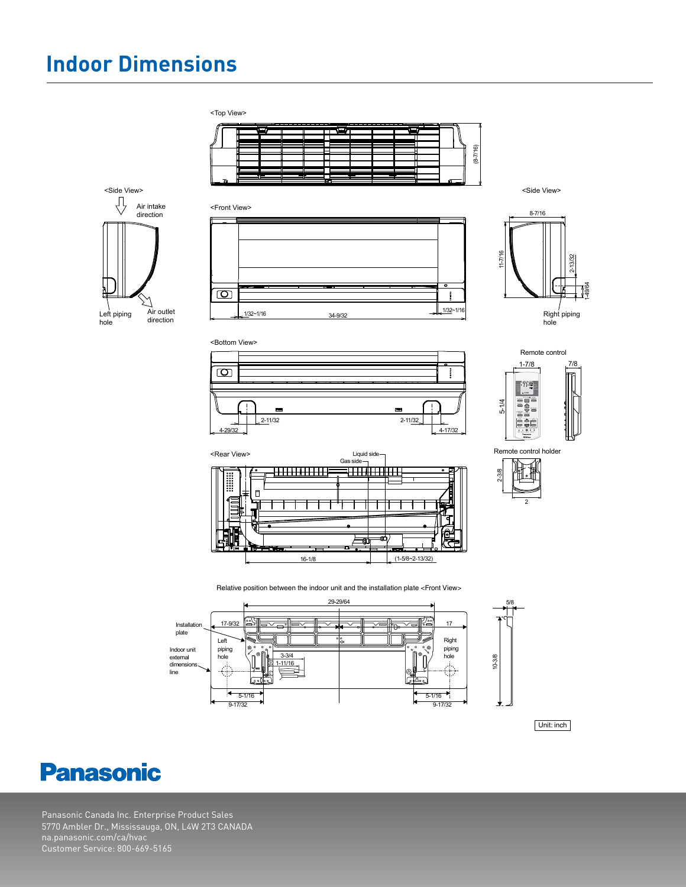# Indoor Dimensions

<Top View>

(8-7/16)

<Side View>

Air intake direction

Left piping hole

Air outlet direction

<Front View>

1/32~1/16

34-9/32

1/32~1/16

<Side View>

8-7/16

11-7/16

2-13/32

1-49/64

Right piping hole

<Bottom View>

2-11/32

2-11/32

4-29/32

4-17/32

Remote control

1-7/8

7/8

5-1/4

Remote control holder

2-3/8

2

<Rear View>

Liquid side

Gas side

16-1/8

(1-5/8~2-13/32)

Relative position between the indoor unit and the installation plate <Front View>

29-29/64

17-9/32

17

Installation plate

Left piping hole

Right piping hole

Indoor unit external dimensions line

3-3/4

1-11/16

5-1/16

9-17/32

5-1/16

9-17/32

5/8

10-3/8

Unit: inch

Panasonic

Panasonic Canada Inc. Enterprise Product Sales
5770 Ambler Dr., Mississauga, ON, L4W 2T3 CANADA
na.panasonic.com/ca/hvac
Customer Service: 800-669-5165